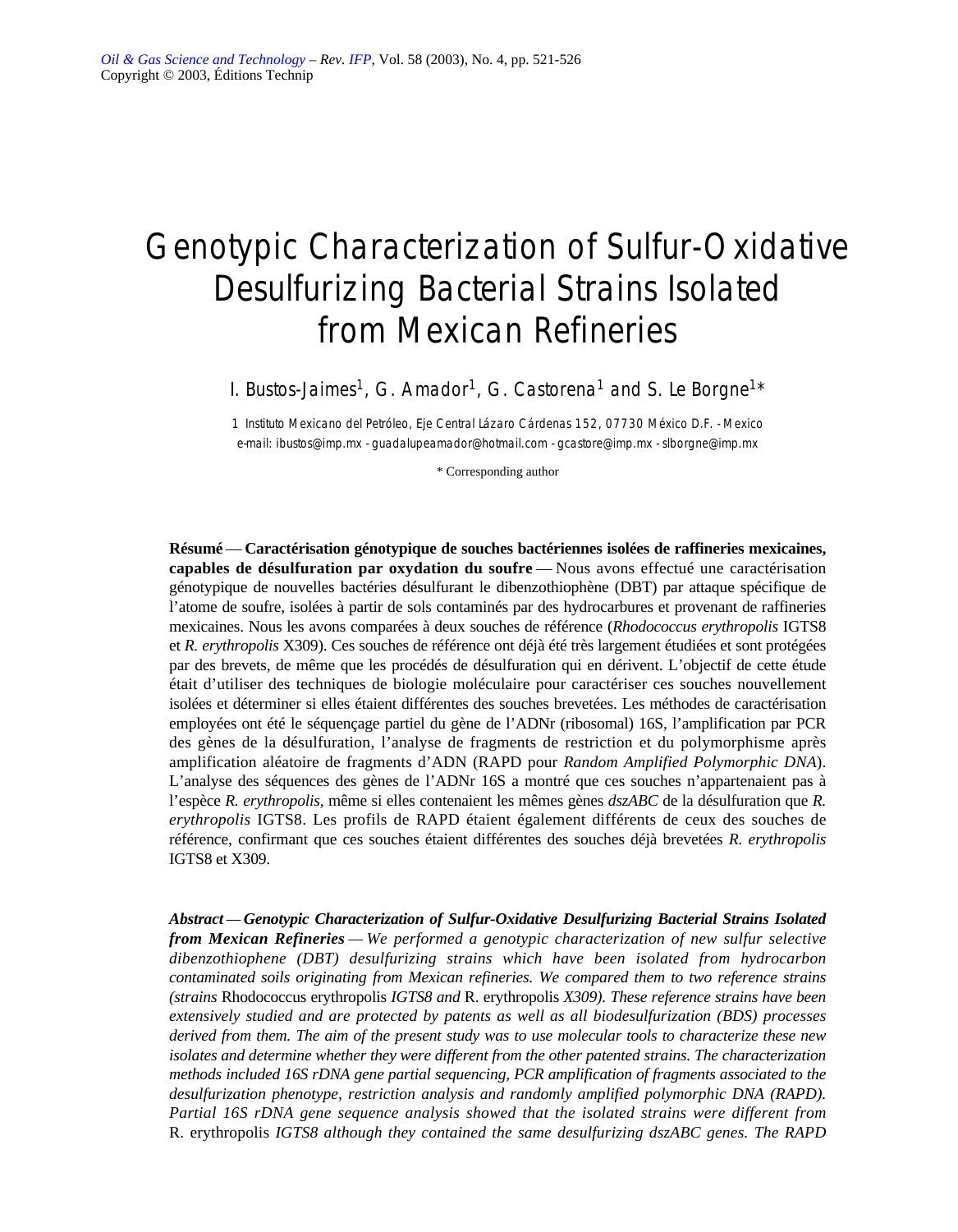# Genotypic Characterization of Sulfur-Oxidative Desulfurizing Bacterial Strains Isolated from Mexican Refineries

I. Bustos-Jaimes[1], G. Amador[1], G. Castorena[1] and S. Le Borgne[1]*

1 Instituto Mexicano del Petróleo, Eje Central Lázaro Cárdenas 152, 07730 México D.F. - Mexico
e-mail: ibustos@imp.mx - guadalupeamador@hotmail.com - gcastore@imp.mx - slborgne@imp.mx

\* Corresponding author

**Résumé** — **Caractérisation génotypique de souches bactériennes isolées de raffineries mexicaines, capables de désulfuration par oxydation du soufre** — Nous avons effectué une caractérisation génotypique de nouvelles bactéries désulfurant le dibenzothiophène (DBT) par attaque spécifique de l'atome de soufre, isolées à partir de sols contaminés par des hydrocarbures et provenant de raffineries mexicaines. Nous les avons comparées à deux souches de référence (*Rhodococcus erythropolis* IGTS8 et *R. erythropolis* X309). Ces souches de référence ont déjà été très largement étudiées et sont protégées par des brevets, de même que les procédés de désulfuration qui en dérivent. L'objectif de cette étude était d'utiliser des techniques de biologie moléculaire pour caractériser ces souches nouvellement isolées et déterminer si elles étaient différentes des souches brevetées. Les méthodes de caractérisation employées ont été le séquençage partiel du gène de l'ADNr (ribosomal) 16S, l'amplification par PCR des gènes de la désulfuration, l'analyse de fragments de restriction et du polymorphisme après amplification aléatoire de fragments d'ADN (RAPD pour *Random Amplified Polymorphic DNA*). L'analyse des séquences des gènes de l'ADNr 16S a montré que ces souches n'appartenaient pas à l'espèce *R. erythropolis*, même si elles contenaient les mêmes gènes *dszABC* de la désulfuration que *R. erythropolis* IGTS8. Les profils de RAPD étaient également différents de ceux des souches de référence, confirmant que ces souches étaient différentes des souches déjà brevetées *R. erythropolis* IGTS8 et X309.

***Abstract* — *Genotypic Characterization of Sulfur-Oxidative Desulfurizing Bacterial Strains Isolated from Mexican Refineries*** — *We performed a genotypic characterization of new sulfur selective dibenzothiophene (DBT) desulfurizing strains which have been isolated from hydrocarbon contaminated soils originating from Mexican refineries. We compared them to two reference strains (strains* Rhodococcus erythropolis *IGTS8 and* R. erythropolis *X309). These reference strains have been extensively studied and are protected by patents as well as all biodesulfurization (BDS) processes derived from them. The aim of the present study was to use molecular tools to characterize these new isolates and determine whether they were different from the other patented strains. The characterization methods included 16S rDNA gene partial sequencing, PCR amplification of fragments associated to the desulfurization phenotype, restriction analysis and randomly amplified polymorphic DNA (RAPD). Partial 16S rDNA gene sequence analysis showed that the isolated strains were different from* R. erythropolis *IGTS8 although they contained the same desulfurizing dszABC genes. The RAPD*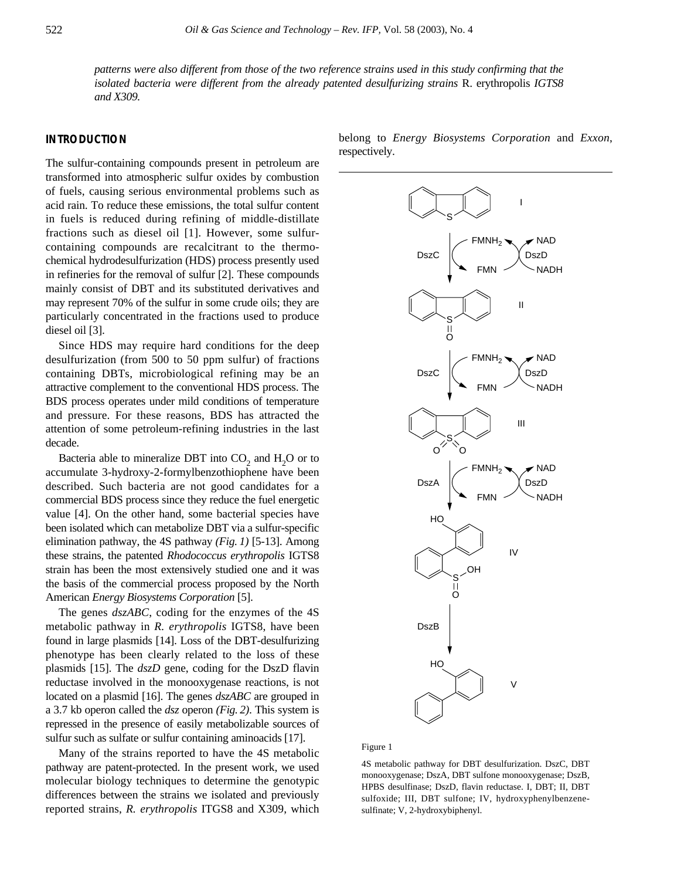*patterns were also different from those of the two reference strains used in this study confirming that the isolated bacteria were different from the already patented desulfurizing strains* R. erythropolis *IGTS8 and X309.*

## INTRODUCTION

The sulfur-containing compounds present in petroleum are transformed into atmospheric sulfur oxides by combustion of fuels, causing serious environmental problems such as acid rain. To reduce these emissions, the total sulfur content in fuels is reduced during refining of middle-distillate fractions such as diesel oil [1]. However, some sulfur-containing compounds are recalcitrant to the thermo-chemical hydrodesulfurization (HDS) process presently used in refineries for the removal of sulfur [2]. These compounds mainly consist of DBT and its substituted derivatives and may represent 70% of the sulfur in some crude oils; they are particularly concentrated in the fractions used to produce diesel oil [3].

Since HDS may require hard conditions for the deep desulfurization (from 500 to 50 ppm sulfur) of fractions containing DBTs, microbiological refining may be an attractive complement to the conventional HDS process. The BDS process operates under mild conditions of temperature and pressure. For these reasons, BDS has attracted the attention of some petroleum-refining industries in the last decade.

Bacteria able to mineralize DBT into $CO_2$ and $H_2O$ or to accumulate 3-hydroxy-2-formylbenzothiophene have been described. Such bacteria are not good candidates for a commercial BDS process since they reduce the fuel energetic value [4]. On the other hand, some bacterial species have been isolated which can metabolize DBT via a sulfur-specific elimination pathway, the 4S pathway *(Fig. 1)* [5-13]. Among these strains, the patented *Rhodococcus erythropolis* IGTS8 strain has been the most extensively studied one and it was the basis of the commercial process proposed by the North American *Energy Biosystems Corporation* [5].

The genes *dszABC*, coding for the enzymes of the 4S metabolic pathway in *R. erythropolis* IGTS8, have been found in large plasmids [14]. Loss of the DBT-desulfurizing phenotype has been clearly related to the loss of these plasmids [15]. The *dszD* gene, coding for the DszD flavin reductase involved in the monooxygenase reactions, is not located on a plasmid [16]. The genes *dszABC* are grouped in a 3.7 kb operon called the *dsz* operon *(Fig. 2)*. This system is repressed in the presence of easily metabolizable sources of sulfur such as sulfate or sulfur containing aminoacids [17].

Many of the strains reported to have the 4S metabolic pathway are patent-protected. In the present work, we used molecular biology techniques to determine the genotypic differences between the strains we isolated and previously reported strains, *R. erythropolis* ITGS8 and X309, which belong to *Energy Biosystems Corporation* and *Exxon*, respectively.

Figure 1

4S metabolic pathway for DBT desulfurization. DszC, DBT monooxygenase; DszA, DBT sulfone monooxygenase; DszB, HPBS desulfinase; DszD, flavin reductase. I, DBT; II, DBT sulfoxide; III, DBT sulfone; IV, hydroxyphenylbenzene-sulfinate; V, 2-hydroxybiphenyl.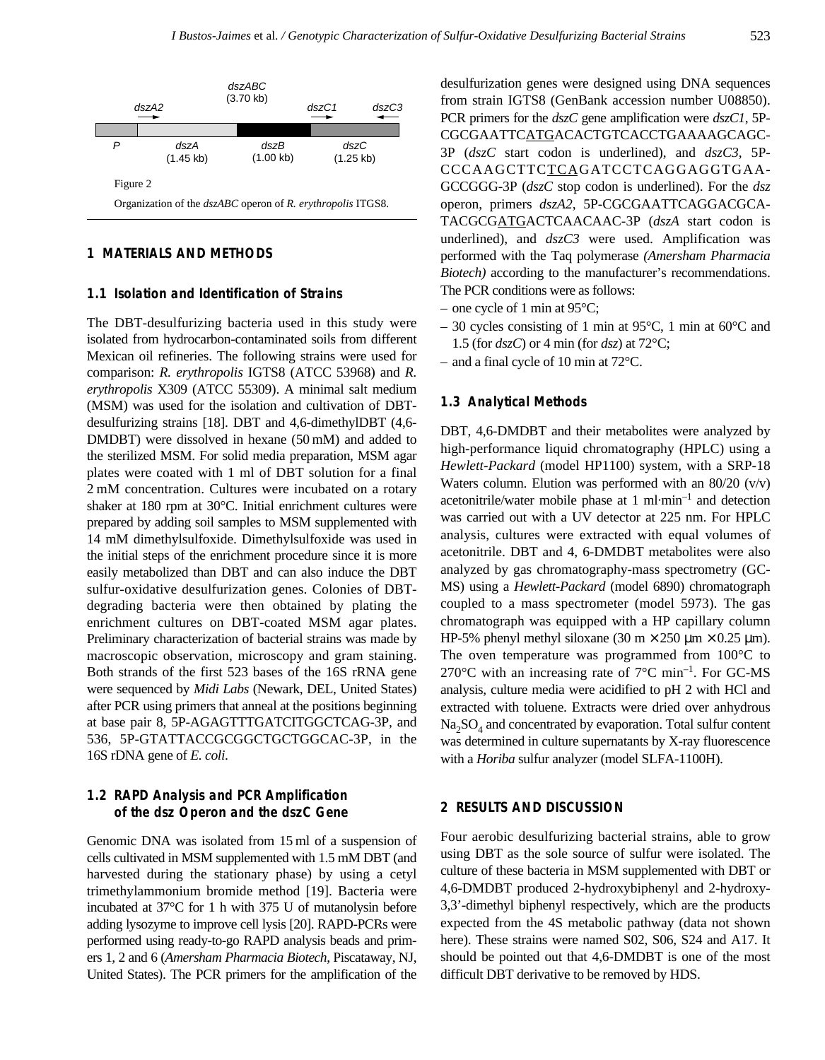Figure 2

Organization of the *dszABC* operon of *R. erythropolis* ITGS8.

## 1 MATERIALS AND METHODS

### 1.1 Isolation and Identification of Strains

The DBT-desulfurizing bacteria used in this study were isolated from hydrocarbon-contaminated soils from different Mexican oil refineries. The following strains were used for comparison: *R. erythropolis* IGTS8 (ATCC 53968) and *R. erythropolis* X309 (ATCC 55309). A minimal salt medium (MSM) was used for the isolation and cultivation of DBT-desulfurizing strains [18]. DBT and 4,6-dimethylDBT (4,6-DMDBT) were dissolved in hexane (50 mM) and added to the sterilized MSM. For solid media preparation, MSM agar plates were coated with 1 ml of DBT solution for a final 2 mM concentration. Cultures were incubated on a rotary shaker at 180 rpm at 30°C. Initial enrichment cultures were prepared by adding soil samples to MSM supplemented with 14 mM dimethylsulfoxide. Dimethylsulfoxide was used in the initial steps of the enrichment procedure since it is more easily metabolized than DBT and can also induce the DBT sulfur-oxidative desulfurization genes. Colonies of DBT-degrading bacteria were then obtained by plating the enrichment cultures on DBT-coated MSM agar plates. Preliminary characterization of bacterial strains was made by macroscopic observation, microscopy and gram staining. Both strands of the first 523 bases of the 16S rRNA gene were sequenced by *Midi Labs* (Newark, DEL, United States) after PCR using primers that anneal at the positions beginning at base pair 8, 5P-AGAGTTTGATCITGGCTCAG-3P, and 536, 5P-GTATTACCGCGGCTGCTGGCAC-3P, in the 16S rDNA gene of *E. coli*.

### 1.2 RAPD Analysis and PCR Amplification of the dsz Operon and the dszC Gene

Genomic DNA was isolated from 15 ml of a suspension of cells cultivated in MSM supplemented with 1.5 mM DBT (and harvested during the stationary phase) by using a cetyl trimethylammonium bromide method [19]. Bacteria were incubated at 37°C for 1 h with 375 U of mutanolysin before adding lysozyme to improve cell lysis [20]. RAPD-PCRs were performed using ready-to-go RAPD analysis beads and primers 1, 2 and 6 (*Amersham Pharmacia Biotech*, Piscataway, NJ, United States). The PCR primers for the amplification of the desulfurization genes were designed using DNA sequences from strain IGTS8 (GenBank accession number U08850). PCR primers for the *dszC* gene amplification were *dszC1*, 5P-CGCGAATTCATGACACTGTCACCTGAAAAGCAGC-3P (*dszC* start codon is underlined), and *dszC3*, 5P-CCCAAGCTTCTCAGATCCTCAGGAGGTGAA-GCCGGG-3P (*dszC* stop codon is underlined). For the *dsz* operon, primers *dszA2*, 5P-CGCGAATTCAGGACGCA-TACGCGATGACTCAACAAC-3P (*dszA* start codon is underlined), and *dszC3* were used. Amplification was performed with the Taq polymerase *(Amersham Pharmacia Biotech)* according to the manufacturer's recommendations. The PCR conditions were as follows:

- one cycle of 1 min at 95°C;
- 30 cycles consisting of 1 min at 95°C, 1 min at 60°C and 1.5 (for *dszC*) or 4 min (for *dsz*) at 72°C;
- and a final cycle of 10 min at 72°C.

### 1.3 Analytical Methods

DBT, 4,6-DMDBT and their metabolites were analyzed by high-performance liquid chromatography (HPLC) using a *Hewlett-Packard* (model HP1100) system, with a SRP-18 Waters column. Elution was performed with an 80/20 (v/v) acetonitrile/water mobile phase at 1 ml·min$^{-1}$ and detection was carried out with a UV detector at 225 nm. For HPLC analysis, cultures were extracted with equal volumes of acetonitrile. DBT and 4, 6-DMDBT metabolites were also analyzed by gas chromatography-mass spectrometry (GC-MS) using a *Hewlett-Packard* (model 6890) chromatograph coupled to a mass spectrometer (model 5973). The gas chromatograph was equipped with a HP capillary column HP-5% phenyl methyl siloxane (30 m × 250 μm × 0.25 μm). The oven temperature was programmed from 100°C to 270°C with an increasing rate of 7°C min$^{-1}$. For GC-MS analysis, culture media were acidified to pH 2 with HCl and extracted with toluene. Extracts were dried over anhydrous $Na_2SO_4$ and concentrated by evaporation. Total sulfur content was determined in culture supernatants by X-ray fluorescence with a *Horiba* sulfur analyzer (model SLFA-1100H).

## 2 RESULTS AND DISCUSSION

Four aerobic desulfurizing bacterial strains, able to grow using DBT as the sole source of sulfur were isolated. The culture of these bacteria in MSM supplemented with DBT or 4,6-DMDBT produced 2-hydroxybiphenyl and 2-hydroxy-3,3'-dimethyl biphenyl respectively, which are the products expected from the 4S metabolic pathway (data not shown here). These strains were named S02, S06, S24 and A17. It should be pointed out that 4,6-DMDBT is one of the most difficult DBT derivative to be removed by HDS.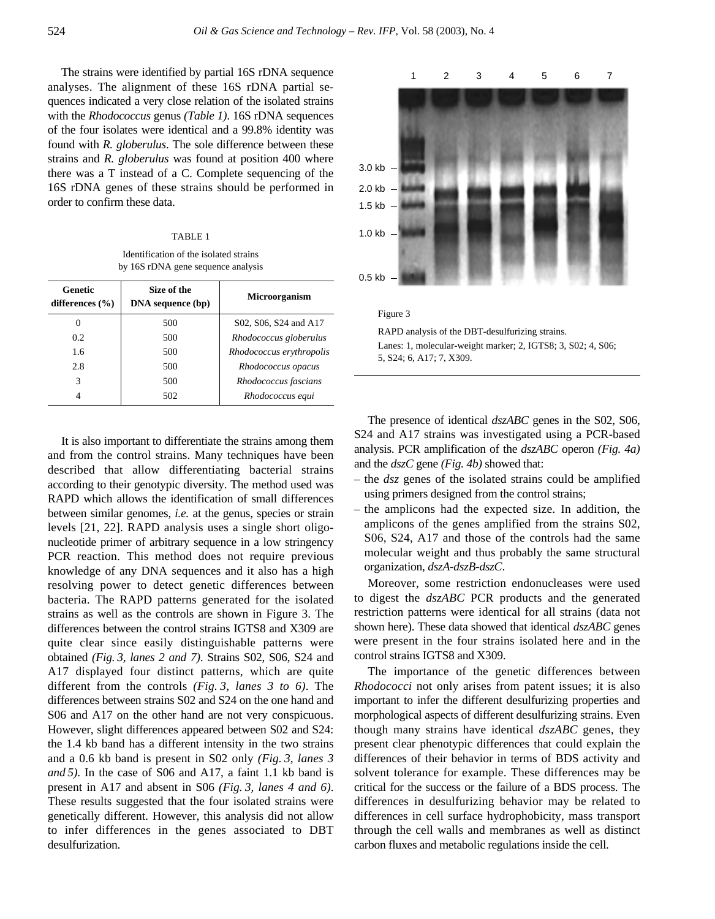The strains were identified by partial 16S rDNA sequence analyses. The alignment of these 16S rDNA partial sequences indicated a very close relation of the isolated strains with the *Rhodococcus* genus *(Table 1)*. 16S rDNA sequences of the four isolates were identical and a 99.8% identity was found with *R. globerulus*. The sole difference between these strains and *R. globerulus* was found at position 400 where there was a T instead of a C. Complete sequencing of the 16S rDNA genes of these strains should be performed in order to confirm these data.

TABLE 1

Identification of the isolated strains by 16S rDNA gene sequence analysis

| Genetic differences (%) | Size of the DNA sequence (bp) | Microorganism |
|---|---|---|
| 0 | 500 | S02, S06, S24 and A17 |
| 0.2 | 500 | *Rhodococcus globerulus* |
| 1.6 | 500 | *Rhodococcus erythropolis* |
| 2.8 | 500 | *Rhodococcus opacus* |
| 3 | 500 | *Rhodococcus fascians* |
| 4 | 502 | *Rhodococcus equi* |

It is also important to differentiate the strains among them and from the control strains. Many techniques have been described that allow differentiating bacterial strains according to their genotypic diversity. The method used was RAPD which allows the identification of small differences between similar genomes, *i.e.* at the genus, species or strain levels [21, 22]. RAPD analysis uses a single short oligonucleotide primer of arbitrary sequence in a low stringency PCR reaction. This method does not require previous knowledge of any DNA sequences and it also has a high resolving power to detect genetic differences between bacteria. The RAPD patterns generated for the isolated strains as well as the controls are shown in Figure 3. The differences between the control strains IGTS8 and X309 are quite clear since easily distinguishable patterns were obtained *(Fig. 3, lanes 2 and 7)*. Strains S02, S06, S24 and A17 displayed four distinct patterns, which are quite different from the controls *(Fig. 3, lanes 3 to 6)*. The differences between strains S02 and S24 on the one hand and S06 and A17 on the other hand are not very conspicuous. However, slight differences appeared between S02 and S24: the 1.4 kb band has a different intensity in the two strains and a 0.6 kb band is present in S02 only *(Fig. 3, lanes 3 and 5)*. In the case of S06 and A17, a faint 1.1 kb band is present in A17 and absent in S06 *(Fig. 3, lanes 4 and 6)*. These results suggested that the four isolated strains were genetically different. However, this analysis did not allow to infer differences in the genes associated to DBT desulfurization.

Figure 3

RAPD analysis of the DBT-desulfurizing strains.
Lanes: 1, molecular-weight marker; 2, IGTS8; 3, S02; 4, S06; 5, S24; 6, A17; 7, X309.

The presence of identical *dszABC* genes in the S02, S06, S24 and A17 strains was investigated using a PCR-based analysis. PCR amplification of the *dszABC* operon *(Fig. 4a)* and the *dszC* gene *(Fig. 4b)* showed that:

– the *dsz* genes of the isolated strains could be amplified using primers designed from the control strains;

– the amplicons had the expected size. In addition, the amplicons of the genes amplified from the strains S02, S06, S24, A17 and those of the controls had the same molecular weight and thus probably the same structural organization, *dszA-dszB-dszC*.

Moreover, some restriction endonucleases were used to digest the *dszABC* PCR products and the generated restriction patterns were identical for all strains (data not shown here). These data showed that identical *dszABC* genes were present in the four strains isolated here and in the control strains IGTS8 and X309.

The importance of the genetic differences between *Rhodococci* not only arises from patent issues; it is also important to infer the different desulfurizing properties and morphological aspects of different desulfurizing strains. Even though many strains have identical *dszABC* genes, they present clear phenotypic differences that could explain the differences of their behavior in terms of BDS activity and solvent tolerance for example. These differences may be critical for the success or the failure of a BDS process. The differences in desulfurizing behavior may be related to differences in cell surface hydrophobicity, mass transport through the cell walls and membranes as well as distinct carbon fluxes and metabolic regulations inside the cell.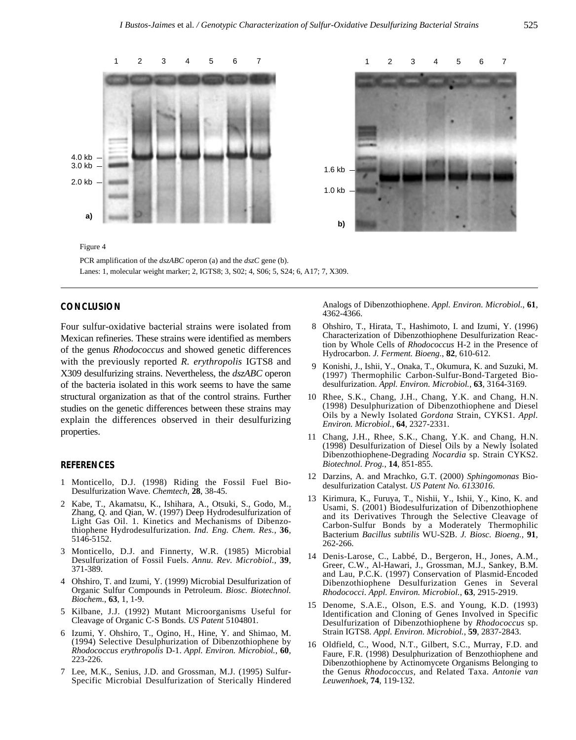Figure 4

PCR amplification of the *dszABC* operon (a) and the *dszC* gene (b).
Lanes: 1, molecular weight marker; 2, IGTS8; 3, S02; 4, S06; 5, S24; 6, A17; 7, X309.

## CONCLUSION

Four sulfur-oxidative bacterial strains were isolated from Mexican refineries. These strains were identified as members of the genus *Rhodococcus* and showed genetic differences with the previously reported *R. erythropolis* IGTS8 and X309 desulfurizing strains. Nevertheless, the *dszABC* operon of the bacteria isolated in this work seems to have the same structural organization as that of the control strains. Further studies on the genetic differences between these strains may explain the differences observed in their desulfurizing properties.

## REFERENCES

1. Monticello, D.J. (1998) Riding the Fossil Fuel Bio-Desulfurization Wave. *Chemtech*, **28**, 38-45.
2. Kabe, T., Akamatsu, K., Ishihara, A., Otsuki, S., Godo, M., Zhang, Q. and Qian, W. (1997) Deep Hydrodesulfurization of Light Gas Oil. 1. Kinetics and Mechanisms of Dibenzothiophene Hydrodesulfurization. *Ind. Eng. Chem. Res.*, **36**, 5146-5152.
3. Monticello, D.J. and Finnerty, W.R. (1985) Microbial Desulfurization of Fossil Fuels. *Annu. Rev. Microbiol.*, **39**, 371-389.
4. Ohshiro, T. and Izumi, Y. (1999) Microbial Desulfurization of Organic Sulfur Compounds in Petroleum. *Biosc. Biotechnol. Biochem.*, **63**, 1, 1-9.
5. Kilbane, J.J. (1992) Mutant Microorganisms Useful for Cleavage of Organic C-S Bonds. *US Patent* 5104801.
6. Izumi, Y. Ohshiro, T., Ogino, H., Hine, Y. and Shimao, M. (1994) Selective Desulphurization of Dibenzothiophene by *Rhodococcus erythropolis* D-1. *Appl. Environ. Microbiol.*, **60**, 223-226.
7. Lee, M.K., Senius, J.D. and Grossman, M.J. (1995) Sulfur-Specific Microbial Desulfurization of Sterically Hindered Analogs of Dibenzothiophene. *Appl. Environ. Microbiol.*, **61**, 4362-4366.
8. Ohshiro, T., Hirata, T., Hashimoto, I. and Izumi, Y. (1996) Characterization of Dibenzothiophene Desulfurization Reaction by Whole Cells of *Rhodococcus* H-2 in the Presence of Hydrocarbon. *J. Ferment. Bioeng.*, **82**, 610-612.
9. Konishi, J., Ishii, Y., Onaka, T., Okumura, K. and Suzuki, M. (1997) Thermophilic Carbon-Sulfur-Bond-Targeted Biodesulfurization. *Appl. Environ. Microbiol.*, **63**, 3164-3169.
10. Rhee, S.K., Chang, J.H., Chang, Y.K. and Chang, H.N. (1998) Desulphurization of Dibenzothiophene and Diesel Oils by a Newly Isolated *Gordona* Strain, CYKS1. *Appl. Environ. Microbiol.*, **64**, 2327-2331.
11. Chang, J.H., Rhee, S.K., Chang, Y.K. and Chang, H.N. (1998) Desulfuration of Diesel Oils by a Newly Isolated Dibenzothiophene-Degrading *Nocardia* sp. Strain CYKS2. *Biotechnol. Prog.*, **14**, 851-855.
12. Darzins, A. and Mrachko, G.T. (2000) *Sphingomonas* Biodesulfurization Catalyst. *US Patent No. 6133016.*
13. Kirimura, K., Furuya, T., Nishii, Y., Ishii, Y., Kino, K. and Usami, S. (2001) Biodesulfurization of Dibenzothiophene and its Derivatives Through the Selective Cleavage of Carbon-Sulfur Bonds by a Moderately Thermophilic Bacterium *Bacillus subtilis* WU-S2B. *J. Biosc. Bioeng.*, **91**, 262-266.
14. Denis-Larose, C., Labbé, D., Bergeron, H., Jones, A.M., Greer, C.W., Al-Hawari, J., Grossman, M.J., Sankey, B.M. and Lau, P.C.K. (1997) Conservation of Plasmid-Encoded Dibenzothiophene Desulfurization Genes in Several *Rhodococci*. *Appl. Environ. Microbiol.*, **63**, 2915-2919.
15. Denome, S.A.E., Olson, E.S. and Young, K.D. (1993) Identification and Cloning of Genes Involved in Specific Desulfurization of Dibenzothiophene by *Rhodococcus* sp. Strain IGTS8. *Appl. Environ. Microbiol.*, **59**, 2837-2843.
16. Oldfield, C., Wood, N.T., Gilbert, S.C., Murray, F.D. and Faure, F.R. (1998) Desulphurization of Benzothiophene and Dibenzothiophene by Actinomycete Organisms Belonging to the Genus *Rhodococcus*, and Related Taxa. *Antonie van Leuwenhoek*, **74**, 119-132.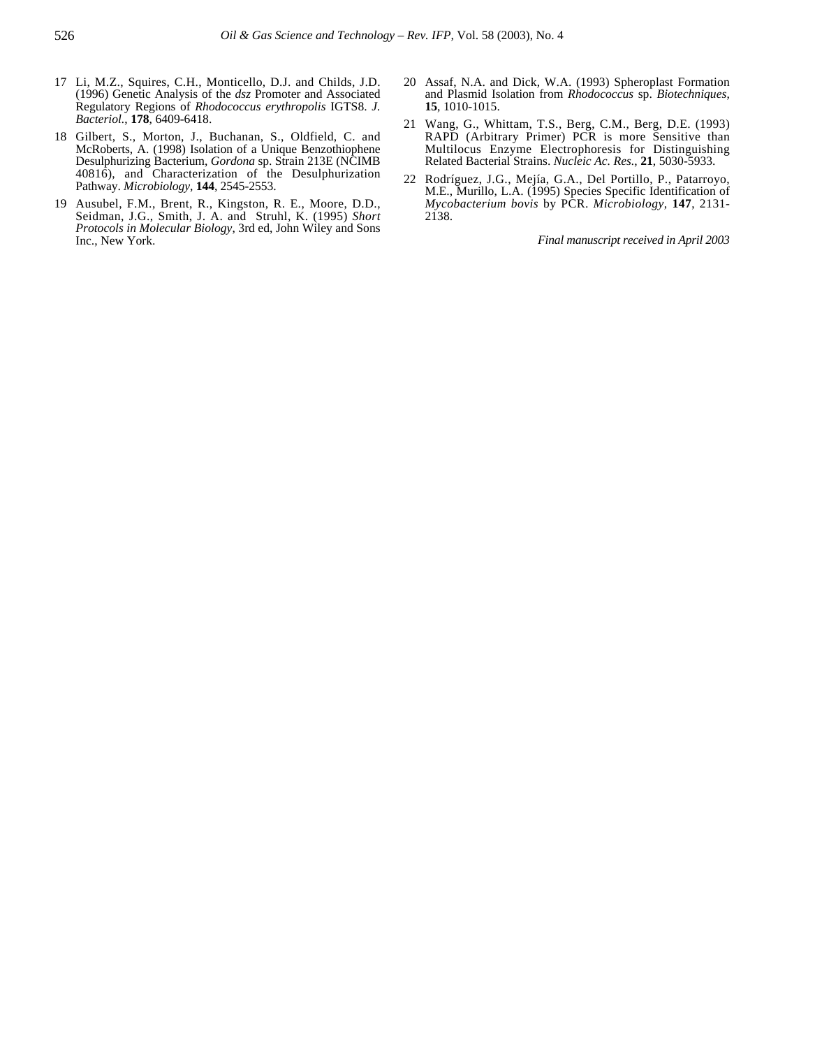17 Li, M.Z., Squires, C.H., Monticello, D.J. and Childs, J.D. (1996) Genetic Analysis of the *dsz* Promoter and Associated Regulatory Regions of *Rhodococcus erythropolis* IGTS8. *J. Bacteriol.*, **178**, 6409-6418.

18 Gilbert, S., Morton, J., Buchanan, S., Oldfield, C. and McRoberts, A. (1998) Isolation of a Unique Benzothiophene Desulphurizing Bacterium, *Gordona* sp. Strain 213E (NCIMB 40816), and Characterization of the Desulphurization Pathway. *Microbiology*, **144**, 2545-2553.

19 Ausubel, F.M., Brent, R., Kingston, R. E., Moore, D.D., Seidman, J.G., Smith, J. A. and Struhl, K. (1995) *Short Protocols in Molecular Biology*, 3rd ed, John Wiley and Sons Inc., New York.

20 Assaf, N.A. and Dick, W.A. (1993) Spheroplast Formation and Plasmid Isolation from *Rhodococcus* sp. *Biotechniques*, **15**, 1010-1015.

21 Wang, G., Whittam, T.S., Berg, C.M., Berg, D.E. (1993) RAPD (Arbitrary Primer) PCR is more Sensitive than Multilocus Enzyme Electrophoresis for Distinguishing Related Bacterial Strains. *Nucleic Ac. Res.*, **21**, 5030-5933.

22 Rodríguez, J.G., Mejía, G.A., Del Portillo, P., Patarroyo, M.E., Murillo, L.A. (1995) Species Specific Identification of *Mycobacterium bovis* by PCR. *Microbiology*, **147**, 2131-2138.

*Final manuscript received in April 2003*